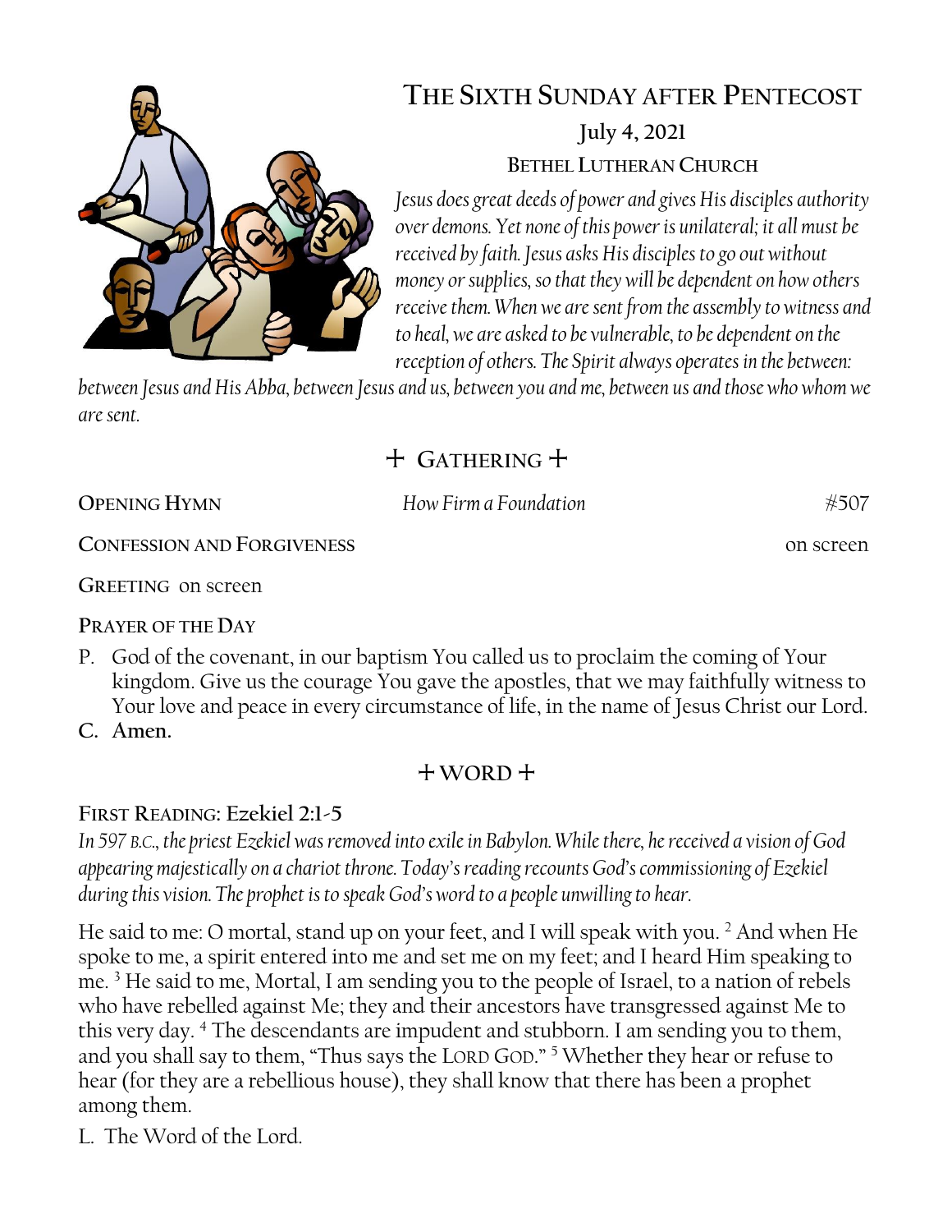# The Sixth Sunday after Pentecost

**July 4, 2021**

**Bethel Lutheran Church**

*Jesus does great deeds of power and gives His disciples authority over demons. Yet none of this power is unilateral; it all must be received by faith. Jesus asks His disciples to go out without money or supplies, so that they will be dependent on how others receive them. When we are sent from the assembly to witness and to heal, we are asked to be vulnerable, to be dependent on the reception of others. The Spirit always operates in the between: between Jesus and His Abba, between Jesus and us, between you and me, between us and those who whom we are sent.*

## + Gathering +

**Opening Hymn** *How Firm a Foundation* #507

**Confession and Forgiveness** on screen

**Greeting** on screen

**Prayer of the Day**

P. God of the covenant, in our baptism You called us to proclaim the coming of Your kingdom. Give us the courage You gave the apostles, that we may faithfully witness to Your love and peace in every circumstance of life, in the name of Jesus Christ our Lord.

**C. Amen.**

## + Word +

**First Reading: Ezekiel 2:1-5**

*In 597 B.C., the priest Ezekiel was removed into exile in Babylon. While there, he received a vision of God appearing majestically on a chariot throne. Today's reading recounts God's commissioning of Ezekiel during this vision. The prophet is to speak God's word to a people unwilling to hear.*

He said to me: O mortal, stand up on your feet, and I will speak with you. [2] And when He spoke to me, a spirit entered into me and set me on my feet; and I heard Him speaking to me. [3] He said to me, Mortal, I am sending you to the people of Israel, to a nation of rebels who have rebelled against Me; they and their ancestors have transgressed against Me to this very day. [4] The descendants are impudent and stubborn. I am sending you to them, and you shall say to them, "Thus says the LORD GOD." [5] Whether they hear or refuse to hear (for they are a rebellious house), they shall know that there has been a prophet among them.

L. The Word of the Lord.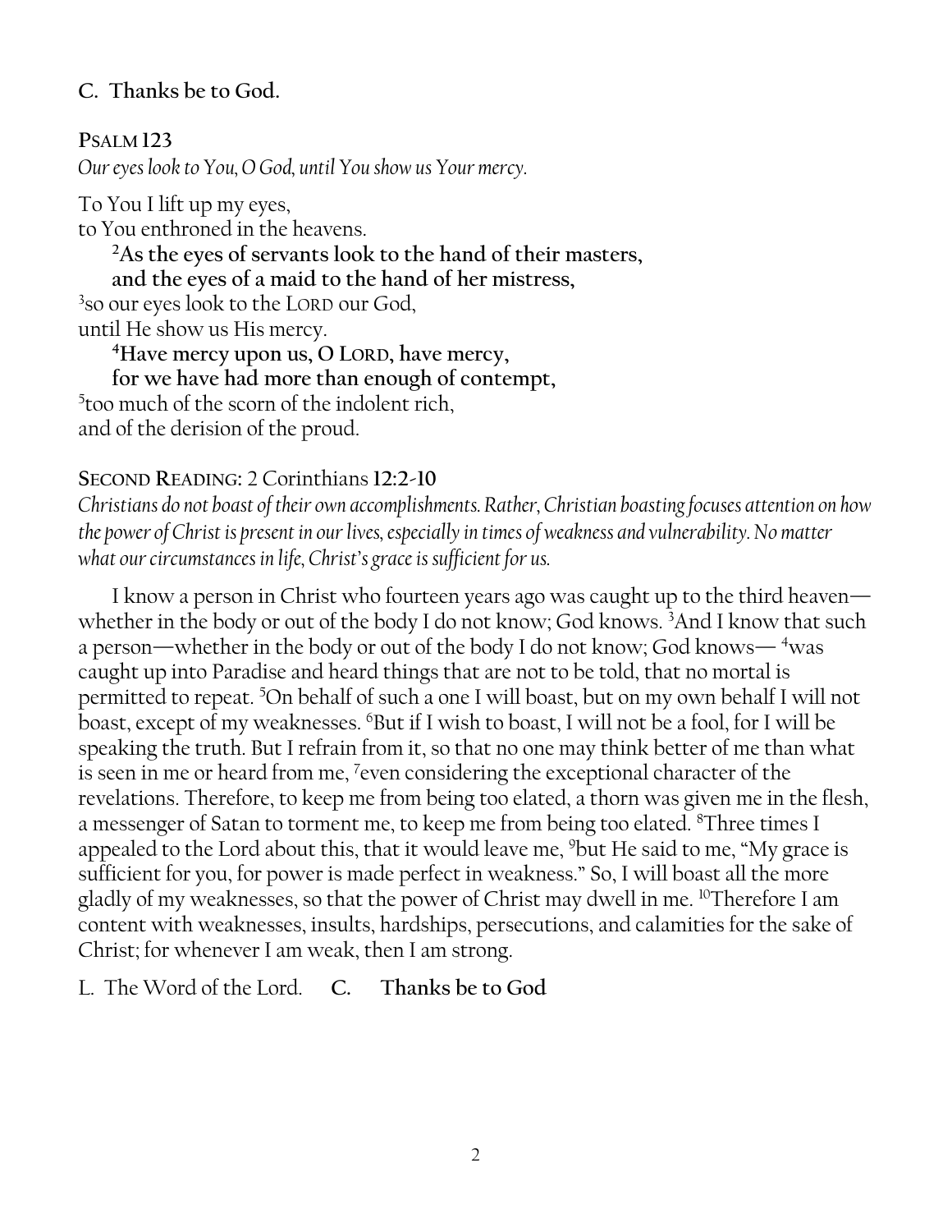**C. Thanks be to God.**

**PSALM 123**

*Our eyes look to You, O God, until You show us Your mercy.*

To You I lift up my eyes,
to You enthroned in the heavens.

**[2]As the eyes of servants look to the hand of their masters,**
**and the eyes of a maid to the hand of her mistress,**

[3]so our eyes look to the LORD our God,
until He show us His mercy.

**[4]Have mercy upon us, O LORD, have mercy,**
**for we have had more than enough of contempt,**

[5]too much of the scorn of the indolent rich,
and of the derision of the proud.

**SECOND READING:** 2 Corinthians **12:2-10**

*Christians do not boast of their own accomplishments. Rather, Christian boasting focuses attention on how the power of Christ is present in our lives, especially in times of weakness and vulnerability. No matter what our circumstances in life, Christ's grace is sufficient for us.*

I know a person in Christ who fourteen years ago was caught up to the third heaven—whether in the body or out of the body I do not know; God knows. [3]And I know that such a person—whether in the body or out of the body I do not know; God knows— [4]was caught up into Paradise and heard things that are not to be told, that no mortal is permitted to repeat. [5]On behalf of such a one I will boast, but on my own behalf I will not boast, except of my weaknesses. [6]But if I wish to boast, I will not be a fool, for I will be speaking the truth. But I refrain from it, so that no one may think better of me than what is seen in me or heard from me, [7]even considering the exceptional character of the revelations. Therefore, to keep me from being too elated, a thorn was given me in the flesh, a messenger of Satan to torment me, to keep me from being too elated. [8]Three times I appealed to the Lord about this, that it would leave me, [9]but He said to me, "My grace is sufficient for you, for power is made perfect in weakness." So, I will boast all the more gladly of my weaknesses, so that the power of Christ may dwell in me. [10]Therefore I am content with weaknesses, insults, hardships, persecutions, and calamities for the sake of Christ; for whenever I am weak, then I am strong.

L. The Word of the Lord. **C. Thanks be to God**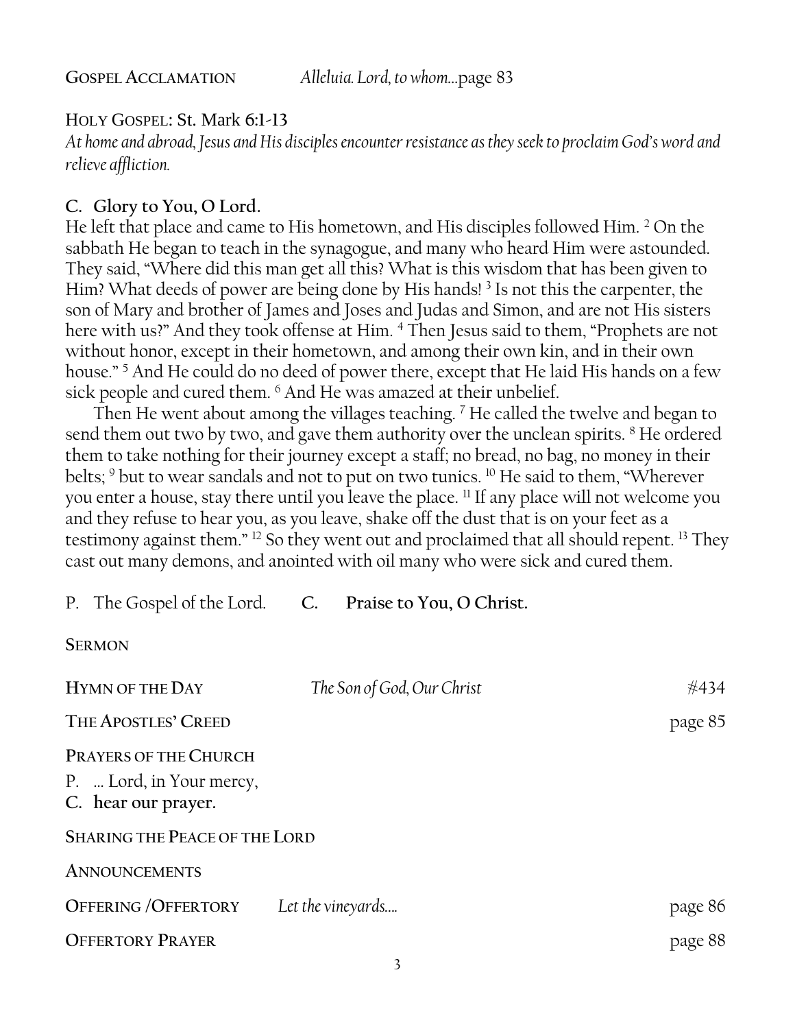**Gospel Acclamation** *Alleluia. Lord, to whom…*page 83

**Holy Gospel: St. Mark 6:1-13**

*At home and abroad, Jesus and His disciples encounter resistance as they seek to proclaim God's word and relieve affliction.*

C. **Glory to You, O Lord.**

He left that place and came to His hometown, and His disciples followed Him. [2] On the sabbath He began to teach in the synagogue, and many who heard Him were astounded. They said, "Where did this man get all this? What is this wisdom that has been given to Him? What deeds of power are being done by His hands! [3] Is not this the carpenter, the son of Mary and brother of James and Joses and Judas and Simon, and are not His sisters here with us?" And they took offense at Him. [4] Then Jesus said to them, "Prophets are not without honor, except in their hometown, and among their own kin, and in their own house." [5] And He could do no deed of power there, except that He laid His hands on a few sick people and cured them. [6] And He was amazed at their unbelief.

Then He went about among the villages teaching. [7] He called the twelve and began to send them out two by two, and gave them authority over the unclean spirits. [8] He ordered them to take nothing for their journey except a staff; no bread, no bag, no money in their belts; [9] but to wear sandals and not to put on two tunics. [10] He said to them, "Wherever you enter a house, stay there until you leave the place. [11] If any place will not welcome you and they refuse to hear you, as you leave, shake off the dust that is on your feet as a testimony against them." [12] So they went out and proclaimed that all should repent. [13] They cast out many demons, and anointed with oil many who were sick and cured them.

P. The Gospel of the Lord. C. **Praise to You, O Christ.**

**Sermon**

**Hymn of the Day** *The Son of God, Our Christ* #434

**The Apostles' Creed** page 85

**Prayers of the Church**

P. … Lord, in Your mercy,
C. **hear our prayer.**

**Sharing the Peace of the Lord**

**Announcements**

**Offering /Offertory** *Let the vineyards….* page 86

**Offertory Prayer** page 88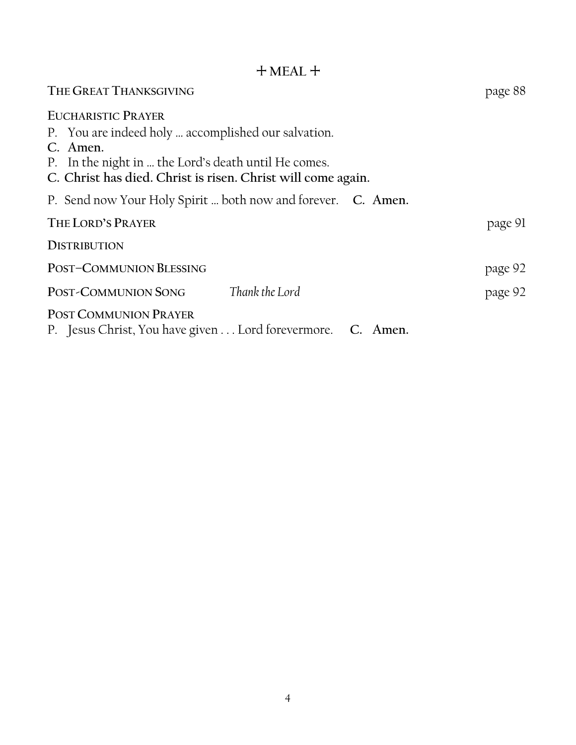# ✝ MEAL ✝

**THE GREAT THANKSGIVING** page 88

**EUCHARISTIC PRAYER**

P. You are indeed holy … accomplished our salvation.
**C. Amen.**
P. In the night in … the Lord's death until He comes.
**C. Christ has died. Christ is risen. Christ will come again.**

P. Send now Your Holy Spirit … both now and forever. **C. Amen.**

**THE LORD'S PRAYER** page 91

**DISTRIBUTION**

**POST–COMMUNION BLESSING** page 92

**POST-COMMUNION SONG** *Thank the Lord* page 92

**POST COMMUNION PRAYER**
P. Jesus Christ, You have given . . . Lord forevermore. **C. Amen.**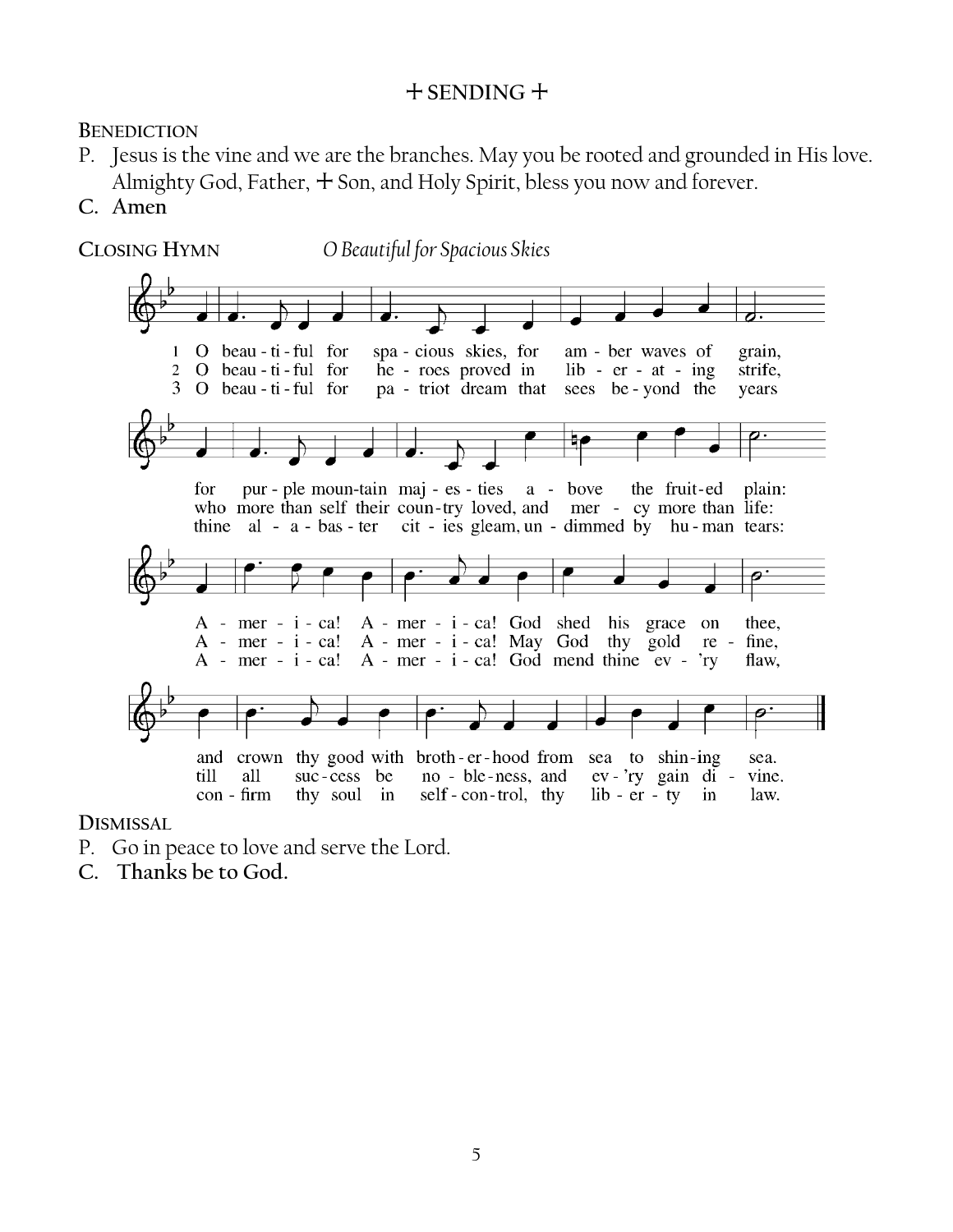## ☩ SENDING ☩

**BENEDICTION**

P. Jesus is the vine and we are the branches. May you be rooted and grounded in His love. Almighty God, Father, ☩ Son, and Holy Spirit, bless you now and forever.

**C. Amen**

**CLOSING HYMN** *O Beautiful for Spacious Skies*

1 O beau - ti - ful for spa - cious skies, for am - ber waves of grain,
for pur - ple moun-tain maj - es - ties a - bove the fruit-ed plain:
A - mer - i - ca! A - mer - i - ca! God shed his grace on thee,
and crown thy good with broth - er - hood from sea to shin-ing sea.

2 O beau - ti - ful for he - roes proved in lib - er - at - ing strife,
who more than self their coun-try loved, and mer - cy more than life:
A - mer - i - ca! A - mer - i - ca! May God thy gold re - fine,
till all suc - cess be no - ble-ness, and ev - 'ry gain di - vine.

3 O beau - ti - ful for pa - triot dream that sees be - yond the years
thine al - a - bas - ter cit - ies gleam, un - dimmed by hu - man tears:
A - mer - i - ca! A - mer - i - ca! God mend thine ev - 'ry flaw,
con - firm thy soul in self - con - trol, thy lib - er - ty in law.

**DISMISSAL**

P. Go in peace to love and serve the Lord.

**C. Thanks be to God.**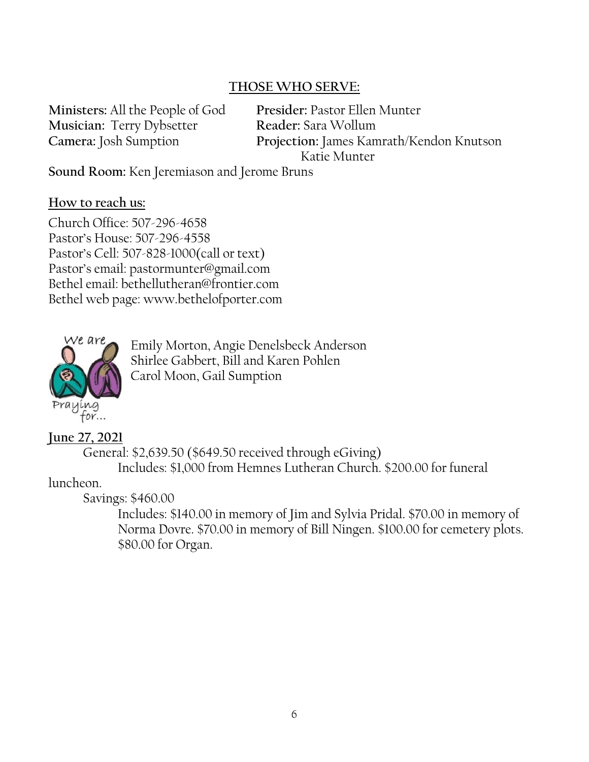## THOSE WHO SERVE:

**Ministers:** All the People of God
**Presider:** Pastor Ellen Munter
**Musician:** Terry Dybsetter
**Reader:** Sara Wollum
**Camera:** Josh Sumption
**Projection:** James Kamrath/Kendon Knutson Katie Munter
**Sound Room:** Ken Jeremiason and Jerome Bruns

**How to reach us:**

Church Office: 507-296-4658
Pastor's House: 507-296-4558
Pastor's Cell: 507-828-1000(call or text)
Pastor's email: pastormunter@gmail.com
Bethel email: bethellutheran@frontier.com
Bethel web page: www.bethelofporter.com

We are Praying for...

Emily Morton, Angie Denelsbeck Anderson
Shirlee Gabbert, Bill and Karen Pohlen
Carol Moon, Gail Sumption

**June 27, 2021**

General: $2,639.50 ($649.50 received through eGiving)
Includes: $1,000 from Hemnes Lutheran Church. $200.00 for funeral luncheon.

Savings: $460.00
Includes: $140.00 in memory of Jim and Sylvia Pridal. $70.00 in memory of Norma Dovre. $70.00 in memory of Bill Ningen. $100.00 for cemetery plots. $80.00 for Organ.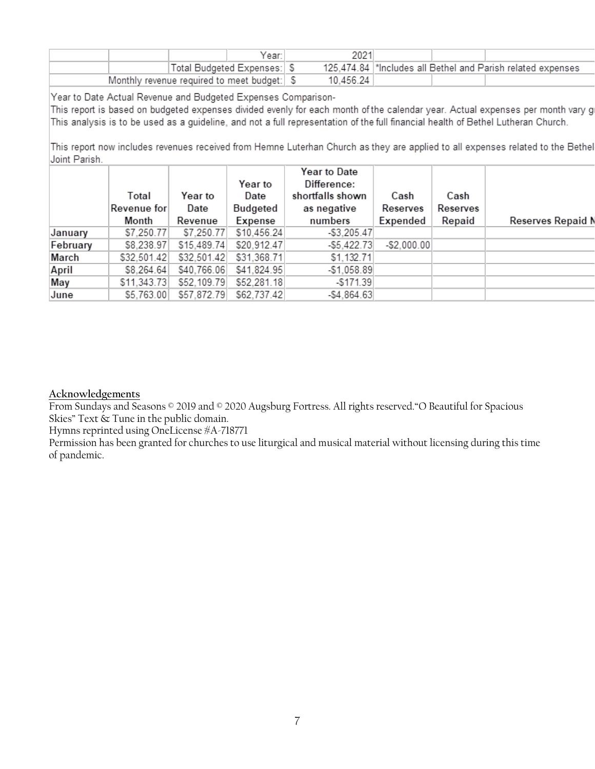| | | | Year: | 2021 | | | |
|---|---|---|---|---|---|---|---|
| | | Total Budgeted Expenses: | $ | 125,474.84 | *Includes all Bethel and Parish related expenses | | |
| | Monthly revenue required to meet budget: | | $ | 10,456.24 | | | |

Year to Date Actual Revenue and Budgeted Expenses Comparison-

This report is based on budgeted expenses divided evenly for each month of the calendar year. Actual expenses per month vary g

This analysis is to be used as a guideline, and not a full representation of the full financial health of Bethel Lutheran Church.

This report now includes revenues received from Hemne Luterhan Church as they are applied to all expenses related to the Bethel Joint Parish.

| | Total Revenue for Month | Year to Date Revenue | Year to Date Budgeted Expense | Year to Date Difference: shortfalls shown as negative numbers | Cash Reserves Expended | Cash Reserves Repaid | Reserves Repaid N |
|---|---|---|---|---|---|---|---|
| January | $7,250.77 | $7,250.77 | $10,456.24 | -$3,205.47 | | | |
| February | $8,238.97 | $15,489.74 | $20,912.47 | -$5,422.73 | -$2,000.00 | | |
| March | $32,501.42 | $32,501.42 | $31,368.71 | $1,132.71 | | | |
| April | $8,264.64 | $40,766.06 | $41,824.95 | -$1,058.89 | | | |
| May | $11,343.73 | $52,109.79 | $52,281.18 | -$171.39 | | | |
| June | $5,763.00 | $57,872.79 | $62,737.42 | -$4,864.63 | | | |

<u>**Acknowledgements**</u>

From Sundays and Seasons © 2019 and © 2020 Augsburg Fortress. All rights reserved."O Beautiful for Spacious Skies" Text & Tune in the public domain.

Hymns reprinted using OneLicense #A-718771

Permission has been granted for churches to use liturgical and musical material without licensing during this time of pandemic.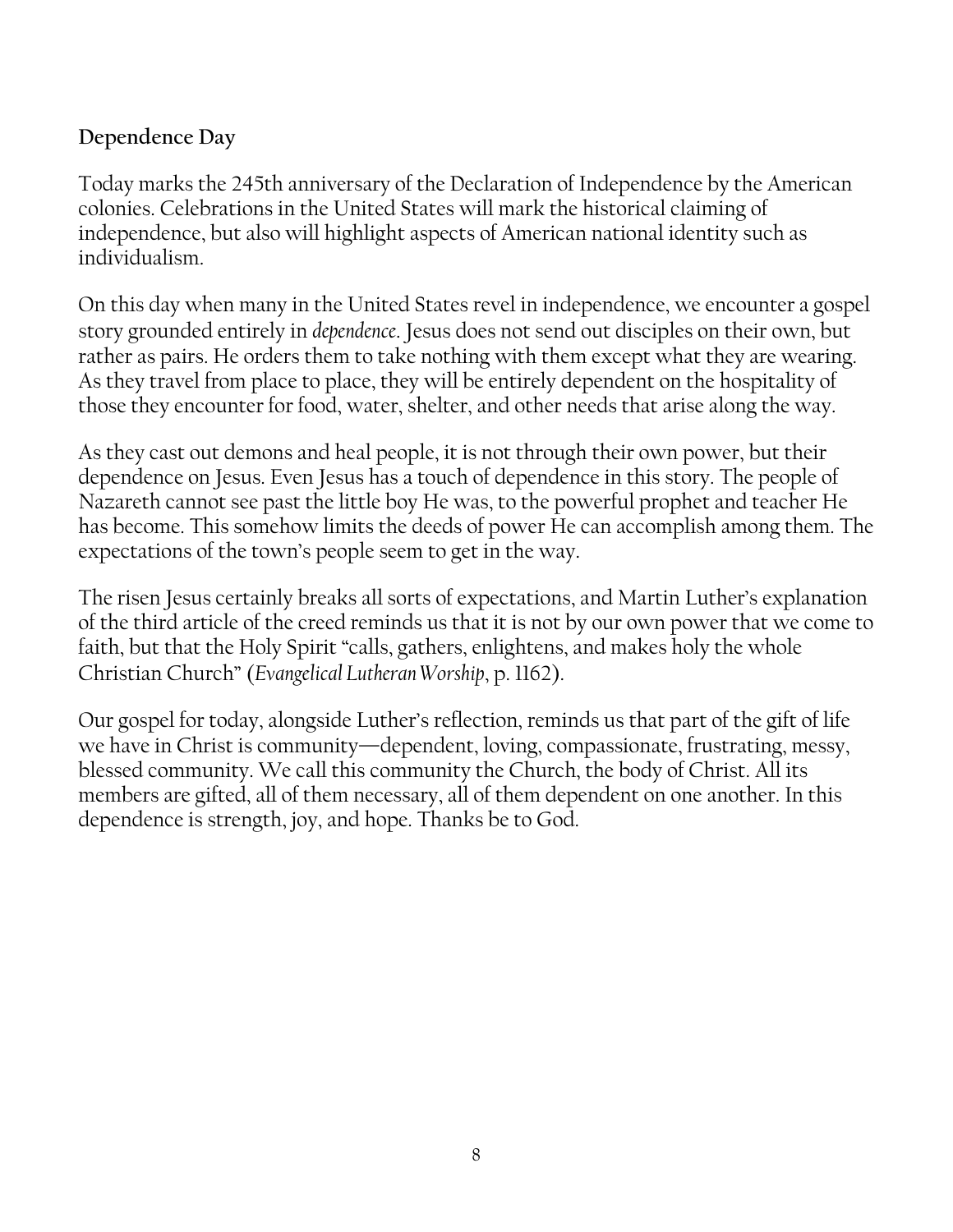**Dependence Day**

Today marks the 245th anniversary of the Declaration of Independence by the American colonies. Celebrations in the United States will mark the historical claiming of independence, but also will highlight aspects of American national identity such as individualism.

On this day when many in the United States revel in independence, we encounter a gospel story grounded entirely in *dependence*. Jesus does not send out disciples on their own, but rather as pairs. He orders them to take nothing with them except what they are wearing. As they travel from place to place, they will be entirely dependent on the hospitality of those they encounter for food, water, shelter, and other needs that arise along the way.

As they cast out demons and heal people, it is not through their own power, but their dependence on Jesus. Even Jesus has a touch of dependence in this story. The people of Nazareth cannot see past the little boy He was, to the powerful prophet and teacher He has become. This somehow limits the deeds of power He can accomplish among them. The expectations of the town's people seem to get in the way.

The risen Jesus certainly breaks all sorts of expectations, and Martin Luther's explanation of the third article of the creed reminds us that it is not by our own power that we come to faith, but that the Holy Spirit "calls, gathers, enlightens, and makes holy the whole Christian Church" (*Evangelical Lutheran Worship*, p. 1162).

Our gospel for today, alongside Luther's reflection, reminds us that part of the gift of life we have in Christ is community—dependent, loving, compassionate, frustrating, messy, blessed community. We call this community the Church, the body of Christ. All its members are gifted, all of them necessary, all of them dependent on one another. In this dependence is strength, joy, and hope. Thanks be to God.